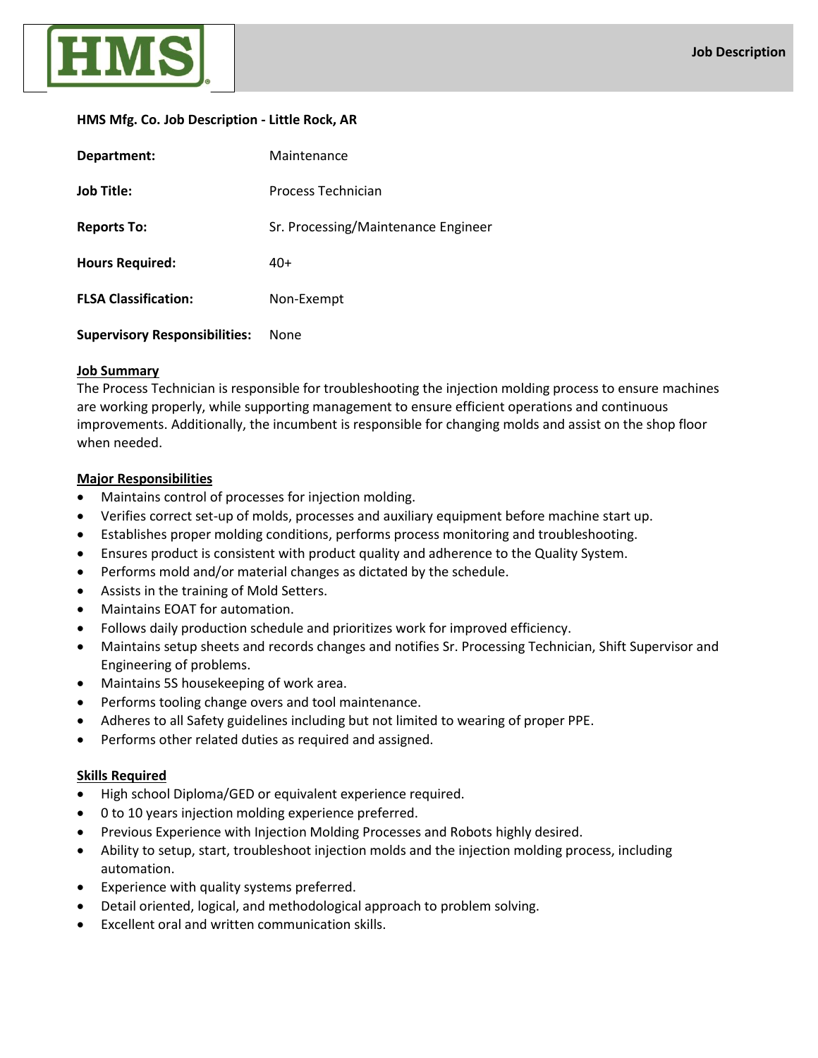**HMS**

**Job Description**

**HMS Mfg. Co. Job Description - Little Rock, AR**

| | |
|---|---|
| **Department:** | Maintenance |
| **Job Title:** | Process Technician |
| **Reports To:** | Sr. Processing/Maintenance Engineer |
| **Hours Required:** | 40+ |
| **FLSA Classification:** | Non-Exempt |
| **Supervisory Responsibilities:** | None |

**Job Summary**

The Process Technician is responsible for troubleshooting the injection molding process to ensure machines are working properly, while supporting management to ensure efficient operations and continuous improvements. Additionally, the incumbent is responsible for changing molds and assist on the shop floor when needed.

**Major Responsibilities**

- Maintains control of processes for injection molding.
- Verifies correct set-up of molds, processes and auxiliary equipment before machine start up.
- Establishes proper molding conditions, performs process monitoring and troubleshooting.
- Ensures product is consistent with product quality and adherence to the Quality System.
- Performs mold and/or material changes as dictated by the schedule.
- Assists in the training of Mold Setters.
- Maintains EOAT for automation.
- Follows daily production schedule and prioritizes work for improved efficiency.
- Maintains setup sheets and records changes and notifies Sr. Processing Technician, Shift Supervisor and Engineering of problems.
- Maintains 5S housekeeping of work area.
- Performs tooling change overs and tool maintenance.
- Adheres to all Safety guidelines including but not limited to wearing of proper PPE.
- Performs other related duties as required and assigned.

**Skills Required**

- High school Diploma/GED or equivalent experience required.
- 0 to 10 years injection molding experience preferred.
- Previous Experience with Injection Molding Processes and Robots highly desired.
- Ability to setup, start, troubleshoot injection molds and the injection molding process, including automation.
- Experience with quality systems preferred.
- Detail oriented, logical, and methodological approach to problem solving.
- Excellent oral and written communication skills.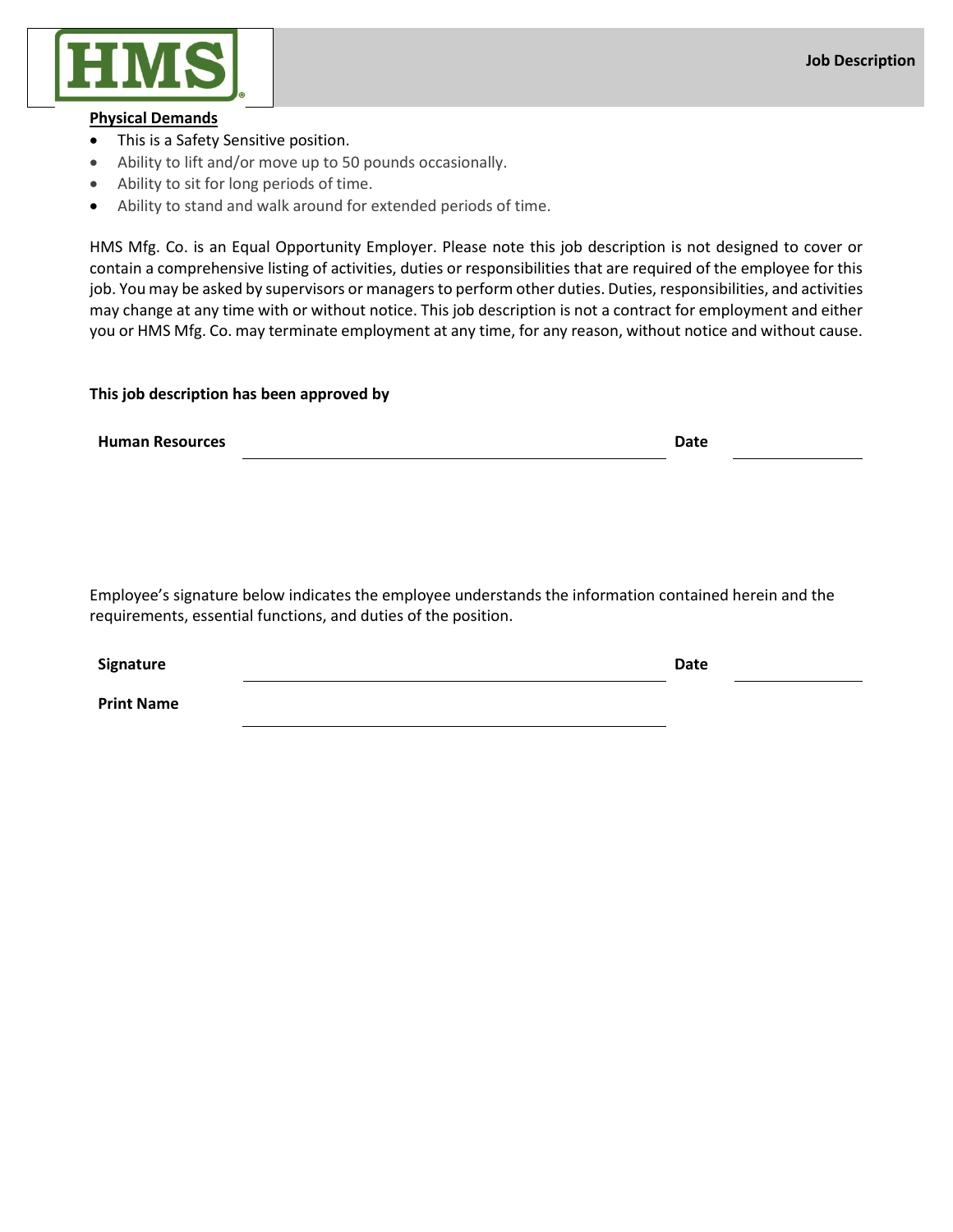## Physical Demands

- This is a Safety Sensitive position.
- Ability to lift and/or move up to 50 pounds occasionally.
- Ability to sit for long periods of time.
- Ability to stand and walk around for extended periods of time.

HMS Mfg. Co. is an Equal Opportunity Employer. Please note this job description is not designed to cover or contain a comprehensive listing of activities, duties or responsibilities that are required of the employee for this job. You may be asked by supervisors or managers to perform other duties. Duties, responsibilities, and activities may change at any time with or without notice. This job description is not a contract for employment and either you or HMS Mfg. Co. may terminate employment at any time, for any reason, without notice and without cause.

**This job description has been approved by**

**Human Resources** \_\_\_\_\_\_\_\_\_\_\_\_\_\_\_\_\_\_\_\_\_\_\_\_\_\_\_\_\_\_\_\_\_\_\_\_\_\_\_\_ **Date** \_\_\_\_\_\_\_\_\_\_\_\_

Employee's signature below indicates the employee understands the information contained herein and the requirements, essential functions, and duties of the position.

**Signature** \_\_\_\_\_\_\_\_\_\_\_\_\_\_\_\_\_\_\_\_\_\_\_\_\_\_\_\_\_\_\_\_\_\_\_\_\_\_\_\_ **Date** \_\_\_\_\_\_\_\_\_\_\_\_

**Print Name** \_\_\_\_\_\_\_\_\_\_\_\_\_\_\_\_\_\_\_\_\_\_\_\_\_\_\_\_\_\_\_\_\_\_\_\_\_\_\_\_